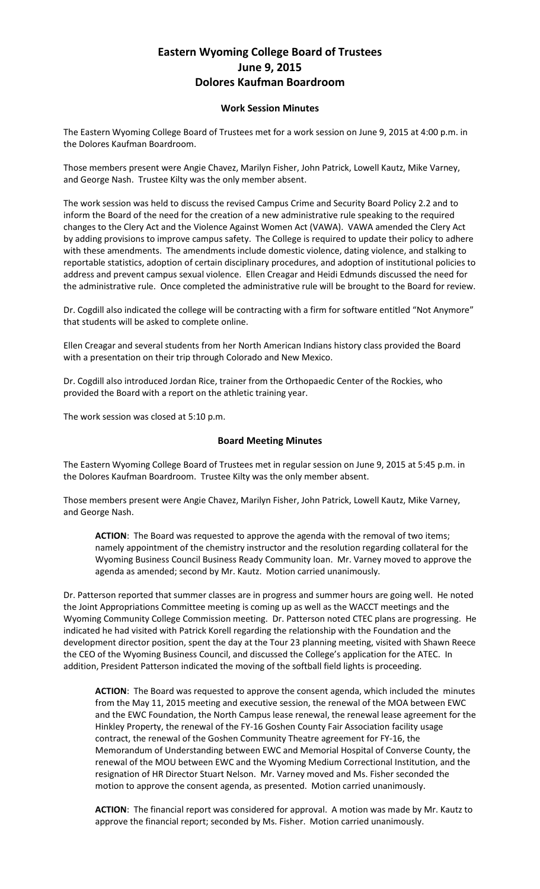# Eastern Wyoming College Board of Trustees
# June 9, 2015
# Dolores Kaufman Boardroom

## Work Session Minutes

The Eastern Wyoming College Board of Trustees met for a work session on June 9, 2015 at 4:00 p.m. in the Dolores Kaufman Boardroom.

Those members present were Angie Chavez, Marilyn Fisher, John Patrick, Lowell Kautz, Mike Varney, and George Nash. Trustee Kilty was the only member absent.

The work session was held to discuss the revised Campus Crime and Security Board Policy 2.2 and to inform the Board of the need for the creation of a new administrative rule speaking to the required changes to the Clery Act and the Violence Against Women Act (VAWA). VAWA amended the Clery Act by adding provisions to improve campus safety. The College is required to update their policy to adhere with these amendments. The amendments include domestic violence, dating violence, and stalking to reportable statistics, adoption of certain disciplinary procedures, and adoption of institutional policies to address and prevent campus sexual violence. Ellen Creagar and Heidi Edmunds discussed the need for the administrative rule. Once completed the administrative rule will be brought to the Board for review.

Dr. Cogdill also indicated the college will be contracting with a firm for software entitled "Not Anymore" that students will be asked to complete online.

Ellen Creagar and several students from her North American Indians history class provided the Board with a presentation on their trip through Colorado and New Mexico.

Dr. Cogdill also introduced Jordan Rice, trainer from the Orthopaedic Center of the Rockies, who provided the Board with a report on the athletic training year.

The work session was closed at 5:10 p.m.

## Board Meeting Minutes

The Eastern Wyoming College Board of Trustees met in regular session on June 9, 2015 at 5:45 p.m. in the Dolores Kaufman Boardroom. Trustee Kilty was the only member absent.

Those members present were Angie Chavez, Marilyn Fisher, John Patrick, Lowell Kautz, Mike Varney, and George Nash.

> **ACTION**: The Board was requested to approve the agenda with the removal of two items; namely appointment of the chemistry instructor and the resolution regarding collateral for the Wyoming Business Council Business Ready Community loan. Mr. Varney moved to approve the agenda as amended; second by Mr. Kautz. Motion carried unanimously.

Dr. Patterson reported that summer classes are in progress and summer hours are going well. He noted the Joint Appropriations Committee meeting is coming up as well as the WACCT meetings and the Wyoming Community College Commission meeting. Dr. Patterson noted CTEC plans are progressing. He indicated he had visited with Patrick Korell regarding the relationship with the Foundation and the development director position, spent the day at the Tour 23 planning meeting, visited with Shawn Reece the CEO of the Wyoming Business Council, and discussed the College's application for the ATEC. In addition, President Patterson indicated the moving of the softball field lights is proceeding.

> **ACTION**: The Board was requested to approve the consent agenda, which included the minutes from the May 11, 2015 meeting and executive session, the renewal of the MOA between EWC and the EWC Foundation, the North Campus lease renewal, the renewal lease agreement for the Hinkley Property, the renewal of the FY-16 Goshen County Fair Association facility usage contract, the renewal of the Goshen Community Theatre agreement for FY-16, the Memorandum of Understanding between EWC and Memorial Hospital of Converse County, the renewal of the MOU between EWC and the Wyoming Medium Correctional Institution, and the resignation of HR Director Stuart Nelson. Mr. Varney moved and Ms. Fisher seconded the motion to approve the consent agenda, as presented. Motion carried unanimously.

> **ACTION**: The financial report was considered for approval. A motion was made by Mr. Kautz to approve the financial report; seconded by Ms. Fisher. Motion carried unanimously.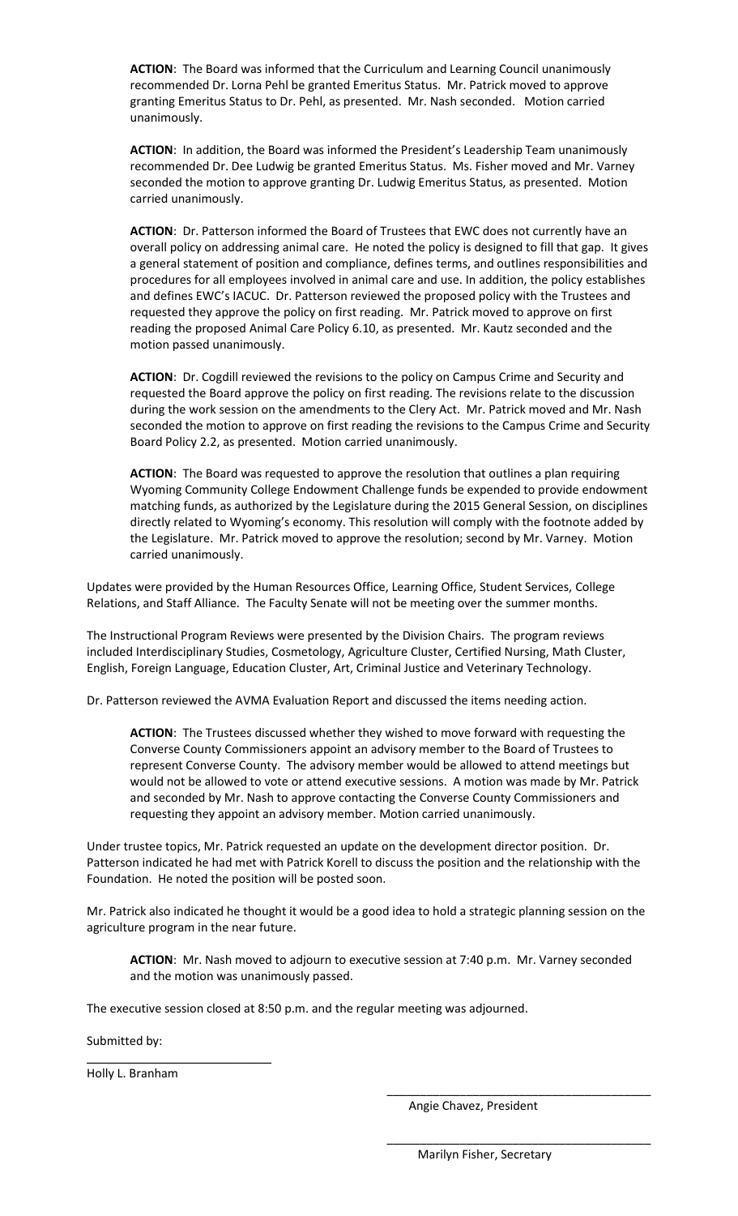**ACTION**: The Board was informed that the Curriculum and Learning Council unanimously recommended Dr. Lorna Pehl be granted Emeritus Status. Mr. Patrick moved to approve granting Emeritus Status to Dr. Pehl, as presented. Mr. Nash seconded. Motion carried unanimously.

**ACTION**: In addition, the Board was informed the President's Leadership Team unanimously recommended Dr. Dee Ludwig be granted Emeritus Status. Ms. Fisher moved and Mr. Varney seconded the motion to approve granting Dr. Ludwig Emeritus Status, as presented. Motion carried unanimously.

**ACTION**: Dr. Patterson informed the Board of Trustees that EWC does not currently have an overall policy on addressing animal care. He noted the policy is designed to fill that gap. It gives a general statement of position and compliance, defines terms, and outlines responsibilities and procedures for all employees involved in animal care and use. In addition, the policy establishes and defines EWC's IACUC. Dr. Patterson reviewed the proposed policy with the Trustees and requested they approve the policy on first reading. Mr. Patrick moved to approve on first reading the proposed Animal Care Policy 6.10, as presented. Mr. Kautz seconded and the motion passed unanimously.

**ACTION**: Dr. Cogdill reviewed the revisions to the policy on Campus Crime and Security and requested the Board approve the policy on first reading. The revisions relate to the discussion during the work session on the amendments to the Clery Act. Mr. Patrick moved and Mr. Nash seconded the motion to approve on first reading the revisions to the Campus Crime and Security Board Policy 2.2, as presented. Motion carried unanimously.

**ACTION**: The Board was requested to approve the resolution that outlines a plan requiring Wyoming Community College Endowment Challenge funds be expended to provide endowment matching funds, as authorized by the Legislature during the 2015 General Session, on disciplines directly related to Wyoming's economy. This resolution will comply with the footnote added by the Legislature. Mr. Patrick moved to approve the resolution; second by Mr. Varney. Motion carried unanimously.

Updates were provided by the Human Resources Office, Learning Office, Student Services, College Relations, and Staff Alliance. The Faculty Senate will not be meeting over the summer months.

The Instructional Program Reviews were presented by the Division Chairs. The program reviews included Interdisciplinary Studies, Cosmetology, Agriculture Cluster, Certified Nursing, Math Cluster, English, Foreign Language, Education Cluster, Art, Criminal Justice and Veterinary Technology.

Dr. Patterson reviewed the AVMA Evaluation Report and discussed the items needing action.

**ACTION**: The Trustees discussed whether they wished to move forward with requesting the Converse County Commissioners appoint an advisory member to the Board of Trustees to represent Converse County. The advisory member would be allowed to attend meetings but would not be allowed to vote or attend executive sessions. A motion was made by Mr. Patrick and seconded by Mr. Nash to approve contacting the Converse County Commissioners and requesting they appoint an advisory member. Motion carried unanimously.

Under trustee topics, Mr. Patrick requested an update on the development director position. Dr. Patterson indicated he had met with Patrick Korell to discuss the position and the relationship with the Foundation. He noted the position will be posted soon.

Mr. Patrick also indicated he thought it would be a good idea to hold a strategic planning session on the agriculture program in the near future.

**ACTION**: Mr. Nash moved to adjourn to executive session at 7:40 p.m. Mr. Varney seconded and the motion was unanimously passed.

The executive session closed at 8:50 p.m. and the regular meeting was adjourned.

Submitted by:

\_\_\_\_\_\_\_\_\_\_\_\_\_\_\_\_\_\_\_\_\_\_\_\_\_\_\_\_

Holly L. Branham

\_\_\_\_\_\_\_\_\_\_\_\_\_\_\_\_\_\_\_\_\_\_\_\_\_\_\_\_\_\_\_\_\_\_\_\_\_\_\_\_

Angie Chavez, President

\_\_\_\_\_\_\_\_\_\_\_\_\_\_\_\_\_\_\_\_\_\_\_\_\_\_\_\_\_\_\_\_\_\_\_\_\_\_\_\_

Marilyn Fisher, Secretary